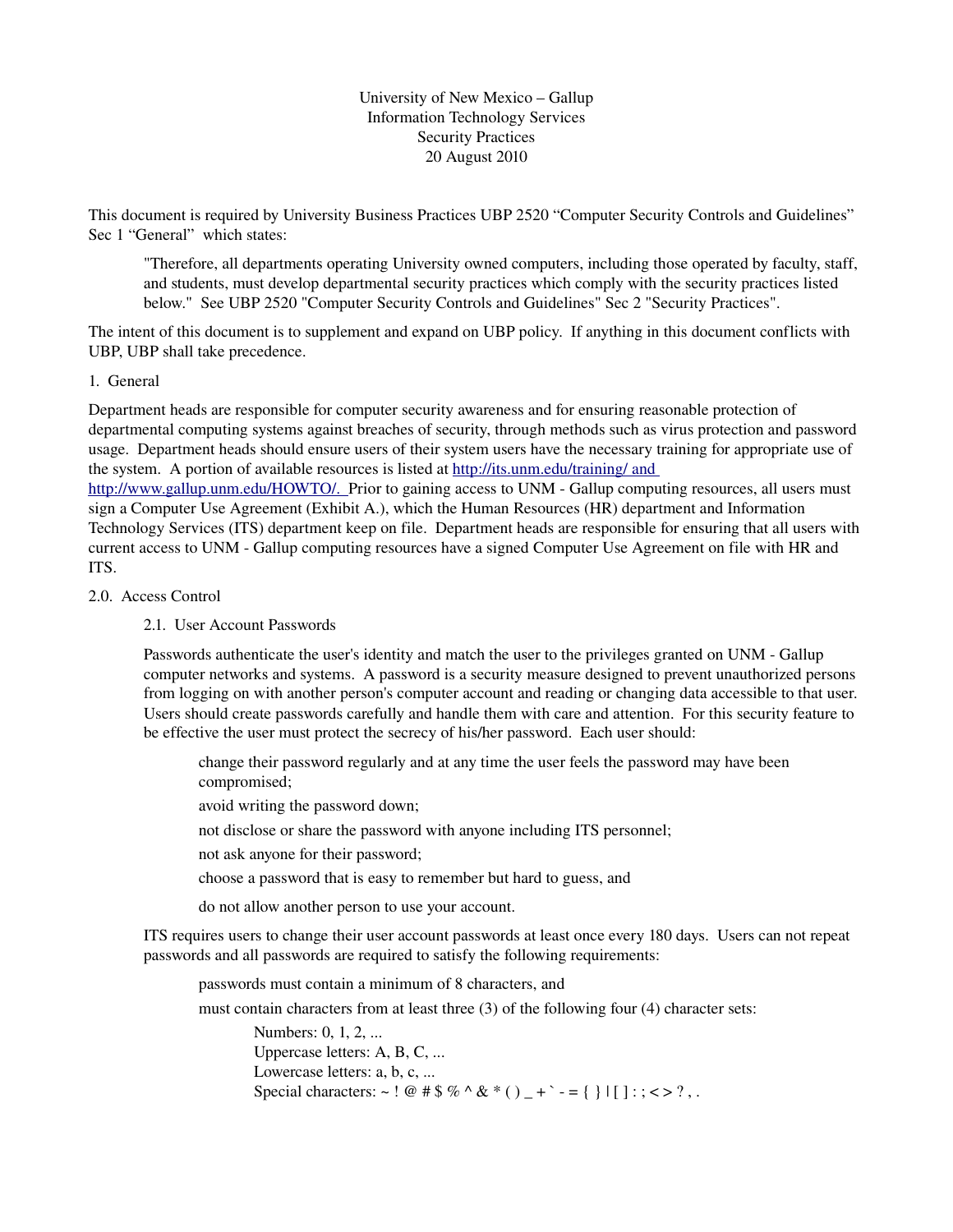University of New Mexico – Gallup
Information Technology Services
Security Practices
20 August 2010

This document is required by University Business Practices UBP 2520 "Computer Security Controls and Guidelines" Sec 1 "General" which states:

> "Therefore, all departments operating University owned computers, including those operated by faculty, staff, and students, must develop departmental security practices which comply with the security practices listed below." See UBP 2520 "Computer Security Controls and Guidelines" Sec 2 "Security Practices".

The intent of this document is to supplement and expand on UBP policy. If anything in this document conflicts with UBP, UBP shall take precedence.

1. General

Department heads are responsible for computer security awareness and for ensuring reasonable protection of departmental computing systems against breaches of security, through methods such as virus protection and password usage. Department heads should ensure users of their system users have the necessary training for appropriate use of the system. A portion of available resources is listed at http://its.unm.edu/training/ and http://www.gallup.unm.edu/HOWTO/. Prior to gaining access to UNM - Gallup computing resources, all users must sign a Computer Use Agreement (Exhibit A.), which the Human Resources (HR) department and Information Technology Services (ITS) department keep on file. Department heads are responsible for ensuring that all users with current access to UNM - Gallup computing resources have a signed Computer Use Agreement on file with HR and ITS.

2.0. Access Control

2.1. User Account Passwords

Passwords authenticate the user's identity and match the user to the privileges granted on UNM - Gallup computer networks and systems. A password is a security measure designed to prevent unauthorized persons from logging on with another person's computer account and reading or changing data accessible to that user. Users should create passwords carefully and handle them with care and attention. For this security feature to be effective the user must protect the secrecy of his/her password. Each user should:

- change their password regularly and at any time the user feels the password may have been compromised;
- avoid writing the password down;
- not disclose or share the password with anyone including ITS personnel;
- not ask anyone for their password;
- choose a password that is easy to remember but hard to guess, and
- do not allow another person to use your account.

ITS requires users to change their user account passwords at least once every 180 days. Users can not repeat passwords and all passwords are required to satisfy the following requirements:

- passwords must contain a minimum of 8 characters, and
- must contain characters from at least three (3) of the following four (4) character sets:
  - Numbers: 0, 1, 2, ...
  - Uppercase letters: A, B, C, ...
  - Lowercase letters: a, b, c, ...
  - Special characters: ~ ! @ # $ % ^ & * ( ) _ + ` - = { } | [ ] : ; < > ? , .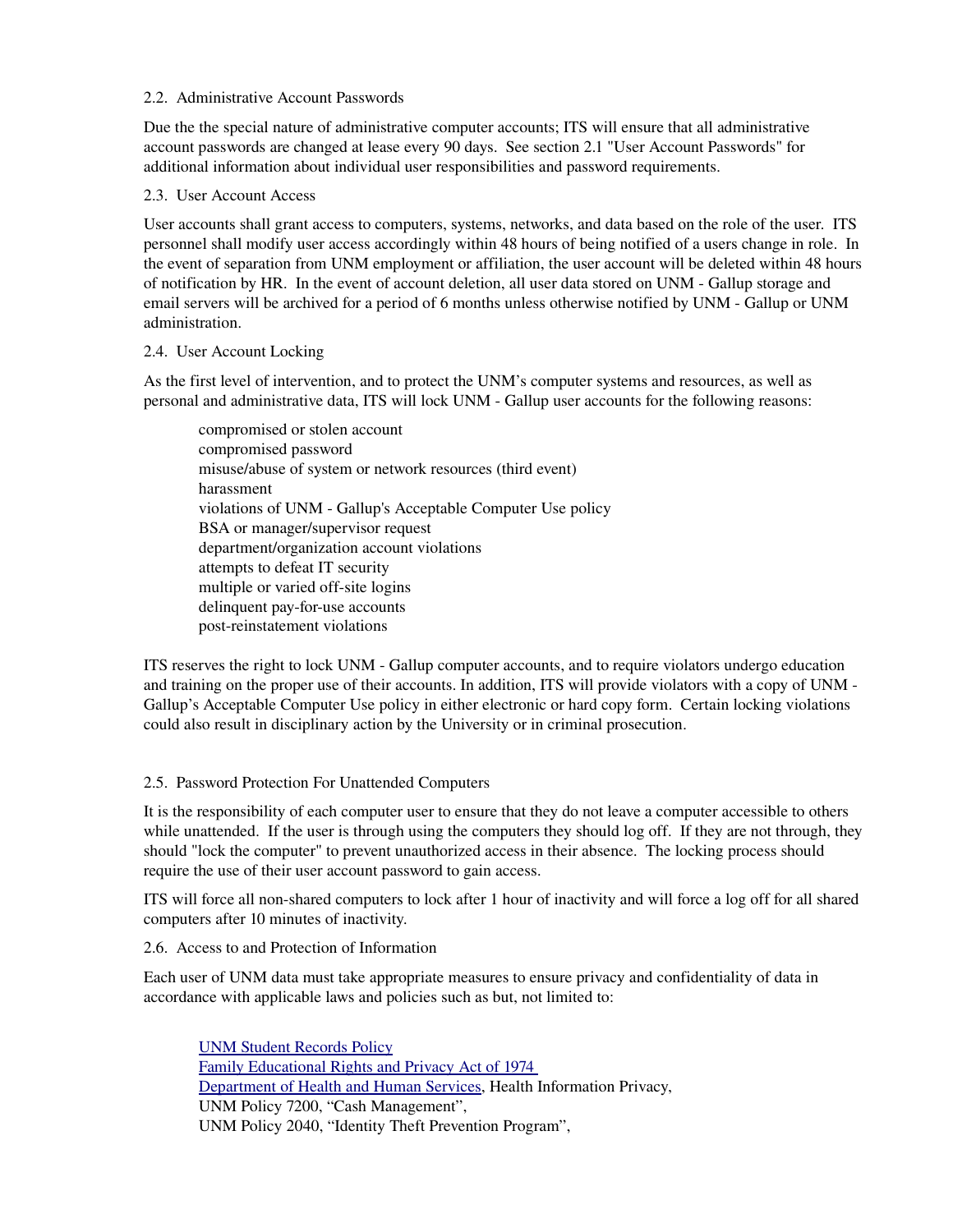### 2.2. Administrative Account Passwords

Due the the special nature of administrative computer accounts; ITS will ensure that all administrative account passwords are changed at lease every 90 days. See section 2.1 "User Account Passwords" for additional information about individual user responsibilities and password requirements.

### 2.3. User Account Access

User accounts shall grant access to computers, systems, networks, and data based on the role of the user. ITS personnel shall modify user access accordingly within 48 hours of being notified of a users change in role. In the event of separation from UNM employment or affiliation, the user account will be deleted within 48 hours of notification by HR. In the event of account deletion, all user data stored on UNM - Gallup storage and email servers will be archived for a period of 6 months unless otherwise notified by UNM - Gallup or UNM administration.

### 2.4. User Account Locking

As the first level of intervention, and to protect the UNM's computer systems and resources, as well as personal and administrative data, ITS will lock UNM - Gallup user accounts for the following reasons:

- compromised or stolen account
- compromised password
- misuse/abuse of system or network resources (third event)
- harassment
- violations of UNM - Gallup's Acceptable Computer Use policy
- BSA or manager/supervisor request
- department/organization account violations
- attempts to defeat IT security
- multiple or varied off-site logins
- delinquent pay-for-use accounts
- post-reinstatement violations

ITS reserves the right to lock UNM - Gallup computer accounts, and to require violators undergo education and training on the proper use of their accounts. In addition, ITS will provide violators with a copy of UNM - Gallup's Acceptable Computer Use policy in either electronic or hard copy form. Certain locking violations could also result in disciplinary action by the University or in criminal prosecution.

### 2.5. Password Protection For Unattended Computers

It is the responsibility of each computer user to ensure that they do not leave a computer accessible to others while unattended. If the user is through using the computers they should log off. If they are not through, they should "lock the computer" to prevent unauthorized access in their absence. The locking process should require the use of their user account password to gain access.

ITS will force all non-shared computers to lock after 1 hour of inactivity and will force a log off for all shared computers after 10 minutes of inactivity.

### 2.6. Access to and Protection of Information

Each user of UNM data must take appropriate measures to ensure privacy and confidentiality of data in accordance with applicable laws and policies such as but, not limited to:

- UNM Student Records Policy
- Family Educational Rights and Privacy Act of 1974
- Department of Health and Human Services, Health Information Privacy,
- UNM Policy 7200, "Cash Management",
- UNM Policy 2040, "Identity Theft Prevention Program",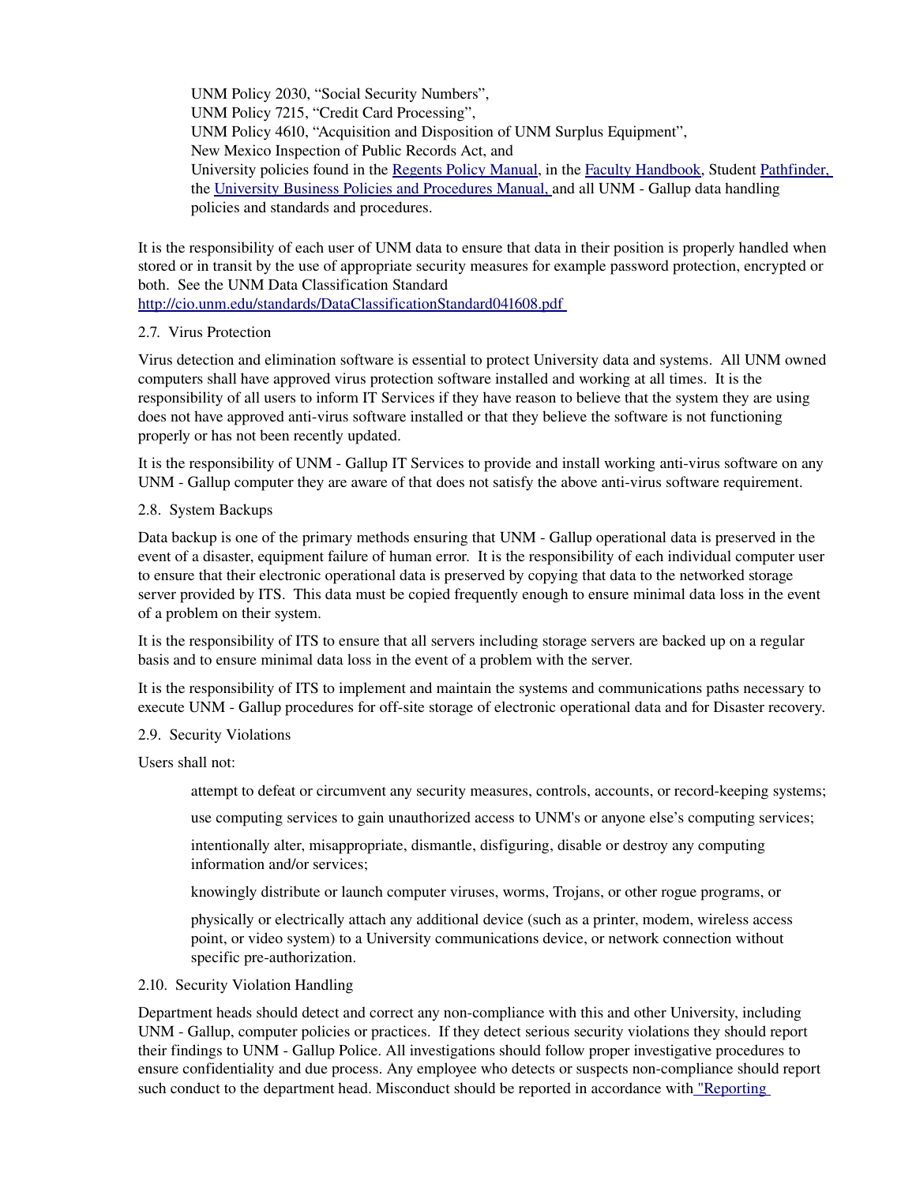UNM Policy 2030, “Social Security Numbers”,  
UNM Policy 7215, “Credit Card Processing”,  
UNM Policy 4610, “Acquisition and Disposition of UNM Surplus Equipment”,  
New Mexico Inspection of Public Records Act, and  
University policies found in the [Regents Policy Manual](), in the [Faculty Handbook](), Student [Pathfinder,]() the [University Business Policies and Procedures Manual,]() and all UNM - Gallup data handling policies and standards and procedures.

It is the responsibility of each user of UNM data to ensure that data in their position is properly handled when stored or in transit by the use of appropriate security measures for example password protection, encrypted or both. See the UNM Data Classification Standard  
http://cio.unm.edu/standards/DataClassificationStandard041608.pdf

### 2.7. Virus Protection

Virus detection and elimination software is essential to protect University data and systems. All UNM owned computers shall have approved virus protection software installed and working at all times. It is the responsibility of all users to inform IT Services if they have reason to believe that the system they are using does not have approved anti-virus software installed or that they believe the software is not functioning properly or has not been recently updated.

It is the responsibility of UNM - Gallup IT Services to provide and install working anti-virus software on any UNM - Gallup computer they are aware of that does not satisfy the above anti-virus software requirement.

### 2.8. System Backups

Data backup is one of the primary methods ensuring that UNM - Gallup operational data is preserved in the event of a disaster, equipment failure of human error. It is the responsibility of each individual computer user to ensure that their electronic operational data is preserved by copying that data to the networked storage server provided by ITS. This data must be copied frequently enough to ensure minimal data loss in the event of a problem on their system.

It is the responsibility of ITS to ensure that all servers including storage servers are backed up on a regular basis and to ensure minimal data loss in the event of a problem with the server.

It is the responsibility of ITS to implement and maintain the systems and communications paths necessary to execute UNM - Gallup procedures for off-site storage of electronic operational data and for Disaster recovery.

### 2.9. Security Violations

Users shall not:

- attempt to defeat or circumvent any security measures, controls, accounts, or record-keeping systems;
- use computing services to gain unauthorized access to UNM's or anyone else’s computing services;
- intentionally alter, misappropriate, dismantle, disfiguring, disable or destroy any computing information and/or services;
- knowingly distribute or launch computer viruses, worms, Trojans, or other rogue programs, or
- physically or electrically attach any additional device (such as a printer, modem, wireless access point, or video system) to a University communications device, or network connection without specific pre-authorization.

### 2.10. Security Violation Handling

Department heads should detect and correct any non-compliance with this and other University, including UNM - Gallup, computer policies or practices. If they detect serious security violations they should report their findings to UNM - Gallup Police. All investigations should follow proper investigative procedures to ensure confidentiality and due process. Any employee who detects or suspects non-compliance should report such conduct to the department head. Misconduct should be reported in accordance with ["Reporting]()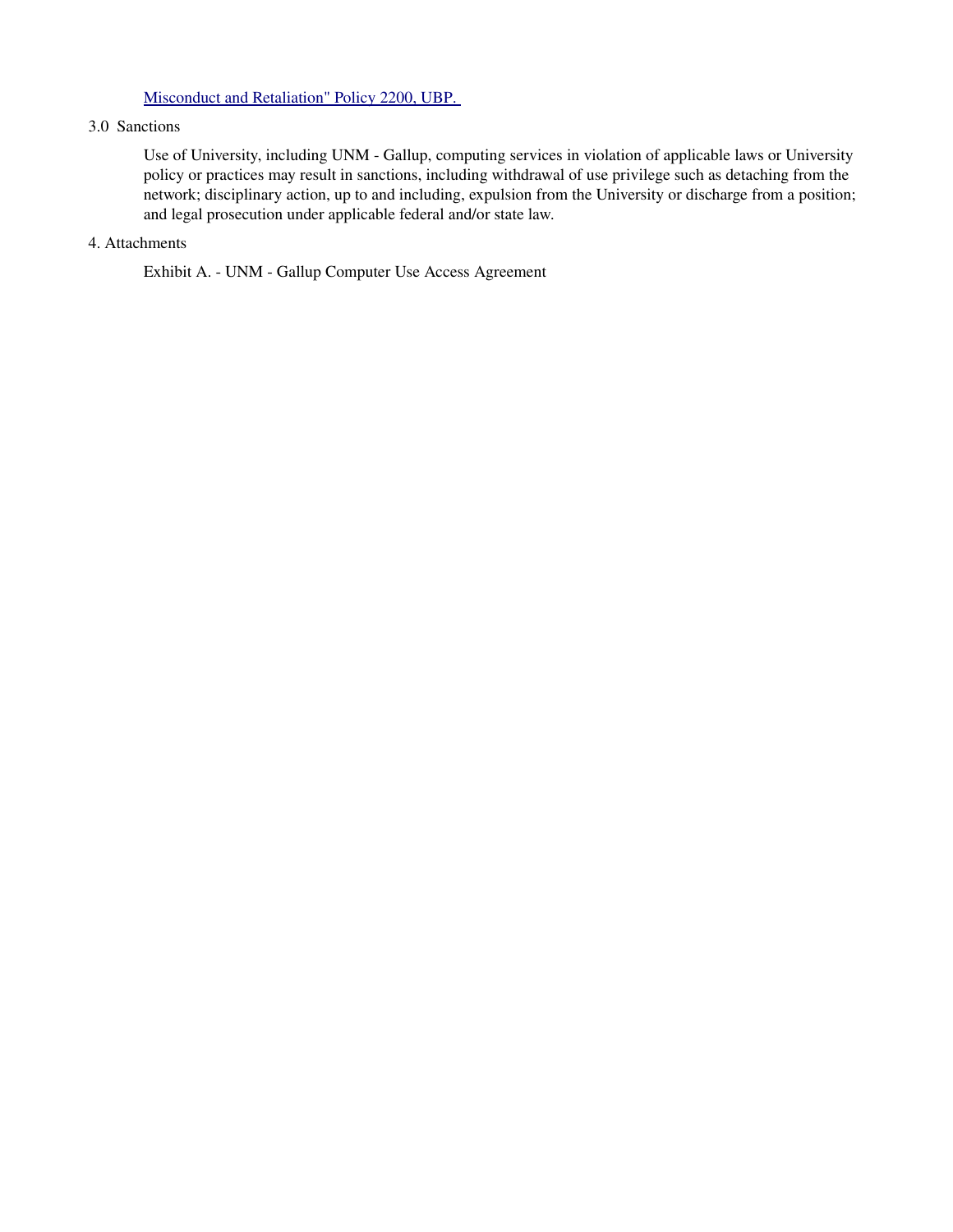Misconduct and Retaliation" Policy 2200, UBP.

3.0 Sanctions

Use of University, including UNM - Gallup, computing services in violation of applicable laws or University policy or practices may result in sanctions, including withdrawal of use privilege such as detaching from the network; disciplinary action, up to and including, expulsion from the University or discharge from a position; and legal prosecution under applicable federal and/or state law.

4. Attachments

Exhibit A. - UNM - Gallup Computer Use Access Agreement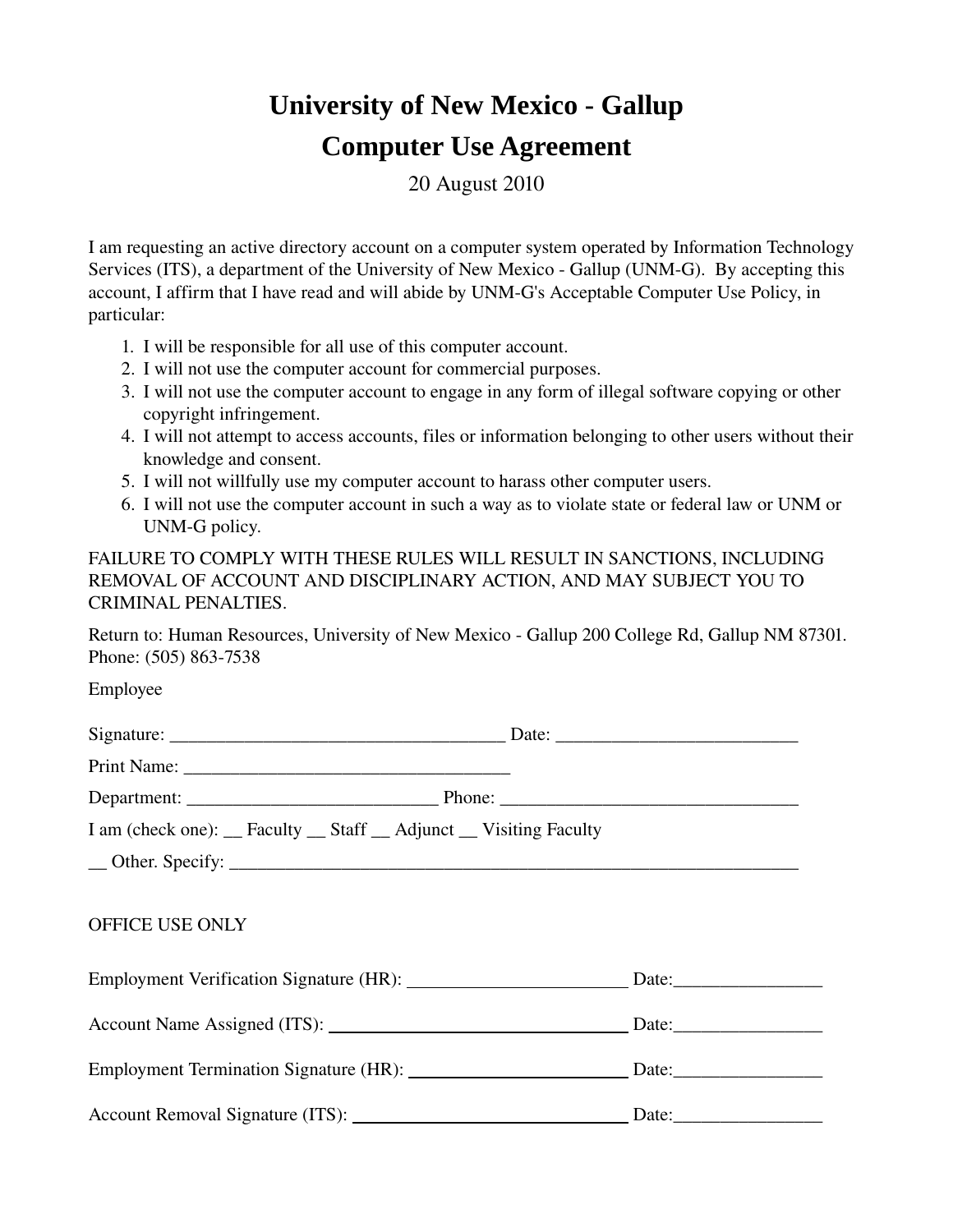# University of New Mexico - Gallup

## Computer Use Agreement

20 August 2010

I am requesting an active directory account on a computer system operated by Information Technology Services (ITS), a department of the University of New Mexico - Gallup (UNM-G). By accepting this account, I affirm that I have read and will abide by UNM-G's Acceptable Computer Use Policy, in particular:

1. I will be responsible for all use of this computer account.
2. I will not use the computer account for commercial purposes.
3. I will not use the computer account to engage in any form of illegal software copying or other copyright infringement.
4. I will not attempt to access accounts, files or information belonging to other users without their knowledge and consent.
5. I will not willfully use my computer account to harass other computer users.
6. I will not use the computer account in such a way as to violate state or federal law or UNM or UNM-G policy.

FAILURE TO COMPLY WITH THESE RULES WILL RESULT IN SANCTIONS, INCLUDING REMOVAL OF ACCOUNT AND DISCIPLINARY ACTION, AND MAY SUBJECT YOU TO CRIMINAL PENALTIES.

Return to: Human Resources, University of New Mexico - Gallup 200 College Rd, Gallup NM 87301. Phone: (505) 863-7538

Employee

Signature: ____________________________________ Date: __________________________

Print Name: ____________________________________

Department: ___________________________ Phone: ________________________________

I am (check one): __ Faculty __ Staff __ Adjunct __ Visiting Faculty

__ Other. Specify: ________________________________________________________________

OFFICE USE ONLY

Employment Verification Signature (HR): ________________________ Date:________________

Account Name Assigned (ITS): ________________________________ Date:________________

Employment Termination Signature (HR): ________________________ Date:________________

Account Removal Signature (ITS): ______________________________ Date:________________